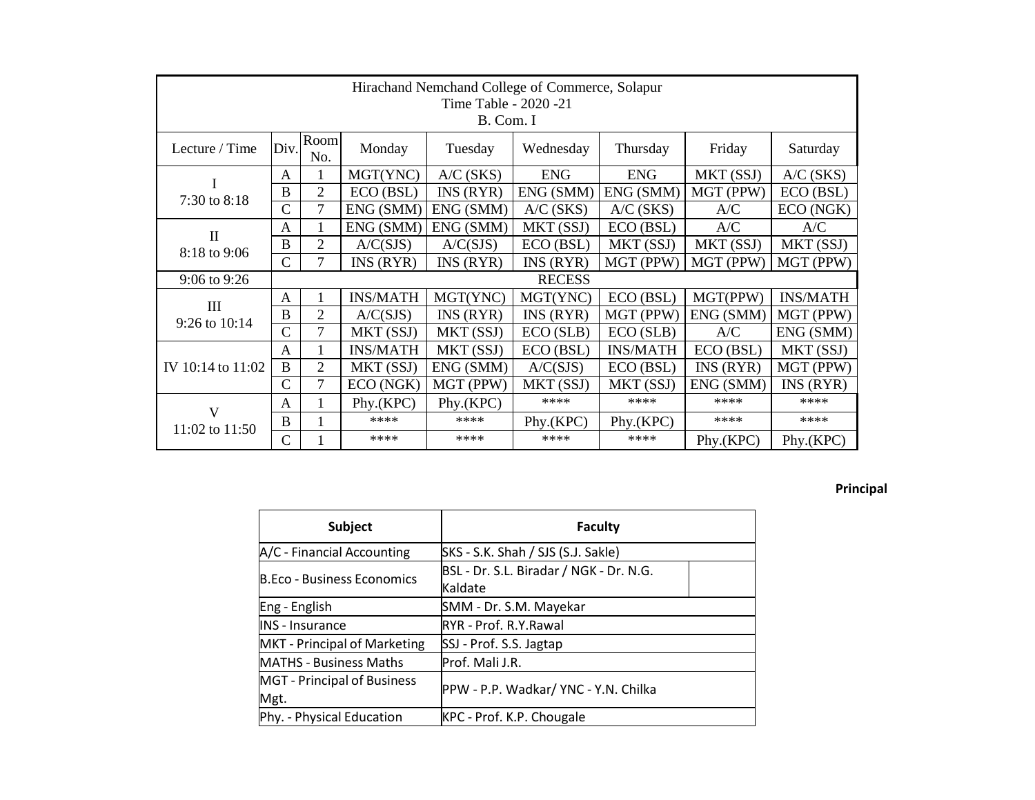Hirachand Nemchand College of Commerce, Solapur

Time Table - 2020 -21

B. Com. I

| Lecture / Time | Div. | Room No. | Monday | Tuesday | Wednesday | Thursday | Friday | Saturday |
|---|---|---|---|---|---|---|---|---|
| I 7:30 to 8:18 | A | 1 | MGT(YNC) | A/C (SKS) | ENG | ENG | MKT (SSJ) | A/C (SKS) |
| | B | 2 | ECO (BSL) | INS (RYR) | ENG (SMM) | ENG (SMM) | MGT (PPW) | ECO (BSL) |
| | C | 7 | ENG (SMM) | ENG (SMM) | A/C (SKS) | A/C (SKS) | A/C | ECO (NGK) |
| II 8:18 to 9:06 | A | 1 | ENG (SMM) | ENG (SMM) | MKT (SSJ) | ECO (BSL) | A/C | A/C |
| | B | 2 | A/C(SJS) | A/C(SJS) | ECO (BSL) | MKT (SSJ) | MKT (SSJ) | MKT (SSJ) |
| | C | 7 | INS (RYR) | INS (RYR) | INS (RYR) | MGT (PPW) | MGT (PPW) | MGT (PPW) |
| 9:06 to 9:26 | | | | | RECESS | | | |
| III 9:26 to 10:14 | A | 1 | INS/MATH | MGT(YNC) | MGT(YNC) | ECO (BSL) | MGT(PPW) | INS/MATH |
| | B | 2 | A/C(SJS) | INS (RYR) | INS (RYR) | MGT (PPW) | ENG (SMM) | MGT (PPW) |
| | C | 7 | MKT (SSJ) | MKT (SSJ) | ECO (SLB) | ECO (SLB) | A/C | ENG (SMM) |
| IV 10:14 to 11:02 | A | 1 | INS/MATH | MKT (SSJ) | ECO (BSL) | INS/MATH | ECO (BSL) | MKT (SSJ) |
| | B | 2 | MKT (SSJ) | ENG (SMM) | A/C(SJS) | ECO (BSL) | INS (RYR) | MGT (PPW) |
| | C | 7 | ECO (NGK) | MGT (PPW) | MKT (SSJ) | MKT (SSJ) | ENG (SMM) | INS (RYR) |
| V 11:02 to 11:50 | A | 1 | Phy.(KPC) | Phy.(KPC) | **** | **** | **** | **** |
| | B | 1 | **** | **** | Phy.(KPC) | Phy.(KPC) | **** | **** |
| | C | 1 | **** | **** | **** | **** | Phy.(KPC) | Phy.(KPC) |

**Principal**

| Subject | Faculty |
|---|---|
| A/C - Financial Accounting | SKS - S.K. Shah / SJS (S.J. Sakle) |
| B.Eco - Business Economics | BSL - Dr. S.L. Biradar / NGK - Dr. N.G. Kaldate |
| Eng - English | SMM - Dr. S.M. Mayekar |
| INS - Insurance | RYR - Prof. R.Y.Rawal |
| MKT - Principal of Marketing | SSJ - Prof. S.S. Jagtap |
| MATHS - Business Maths | Prof. Mali J.R. |
| MGT - Principal of Business Mgt. | PPW - P.P. Wadkar/ YNC - Y.N. Chilka |
| Phy. - Physical Education | KPC - Prof. K.P. Chougale |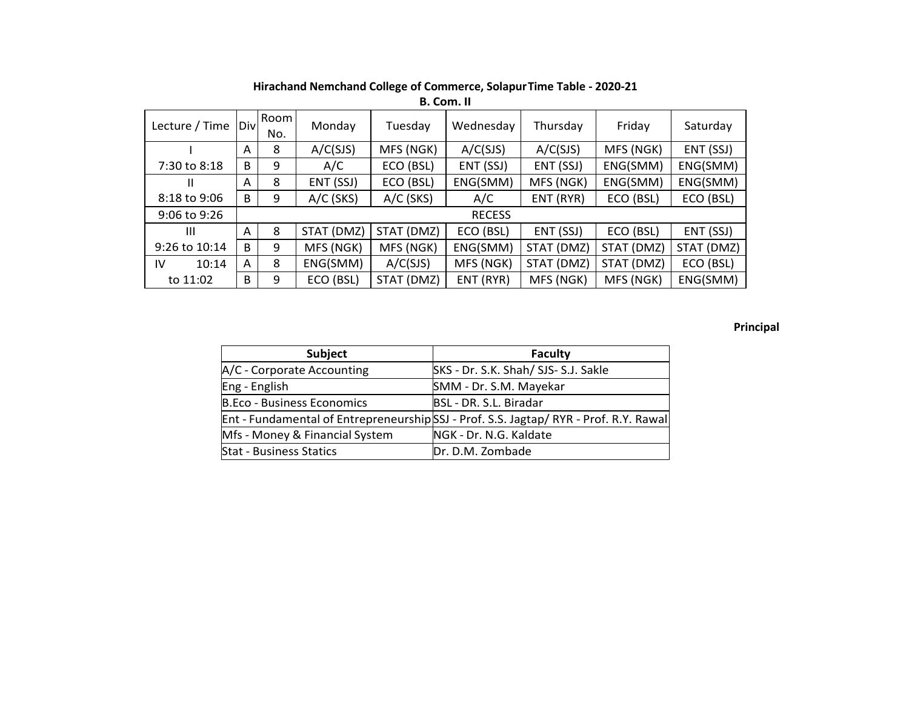**Hirachand Nemchand College of Commerce, Solapur Time Table - 2020-21**

**B. Com. II**

| Lecture / Time | Div | Room No. | Monday | Tuesday | Wednesday | Thursday | Friday | Saturday |
|---|---|---|---|---|---|---|---|---|
| I 7:30 to 8:18 | A | 8 | A/C(SJS) | MFS (NGK) | A/C(SJS) | A/C(SJS) | MFS (NGK) | ENT (SSJ) |
| | B | 9 | A/C | ECO (BSL) | ENT (SSJ) | ENT (SSJ) | ENG(SMM) | ENG(SMM) |
| II 8:18 to 9:06 | A | 8 | ENT (SSJ) | ECO (BSL) | ENG(SMM) | MFS (NGK) | ENG(SMM) | ENG(SMM) |
| | B | 9 | A/C (SKS) | A/C (SKS) | A/C | ENT (RYR) | ECO (BSL) | ECO (BSL) |
| 9:06 to 9:26 | RECESS | | | | | | | |
| III 9:26 to 10:14 | A | 8 | STAT (DMZ) | STAT (DMZ) | ECO (BSL) | ENT (SSJ) | ECO (BSL) | ENT (SSJ) |
| | B | 9 | MFS (NGK) | MFS (NGK) | ENG(SMM) | STAT (DMZ) | STAT (DMZ) | STAT (DMZ) |
| IV 10:14 to 11:02 | A | 8 | ENG(SMM) | A/C(SJS) | MFS (NGK) | STAT (DMZ) | STAT (DMZ) | ECO (BSL) |
| | B | 9 | ECO (BSL) | STAT (DMZ) | ENT (RYR) | MFS (NGK) | MFS (NGK) | ENG(SMM) |

**Principal**

| Subject | Faculty |
|---|---|
| A/C - Corporate Accounting | SKS - Dr. S.K. Shah/ SJS- S.J. Sakle |
| Eng - English | SMM - Dr. S.M. Mayekar |
| B.Eco - Business Economics | BSL - DR. S.L. Biradar |
| Ent - Fundamental of Entrepreneurship | SSJ - Prof. S.S. Jagtap/ RYR - Prof. R.Y. Rawal |
| Mfs - Money & Financial System | NGK - Dr. N.G. Kaldate |
| Stat - Business Statics | Dr. D.M. Zombade |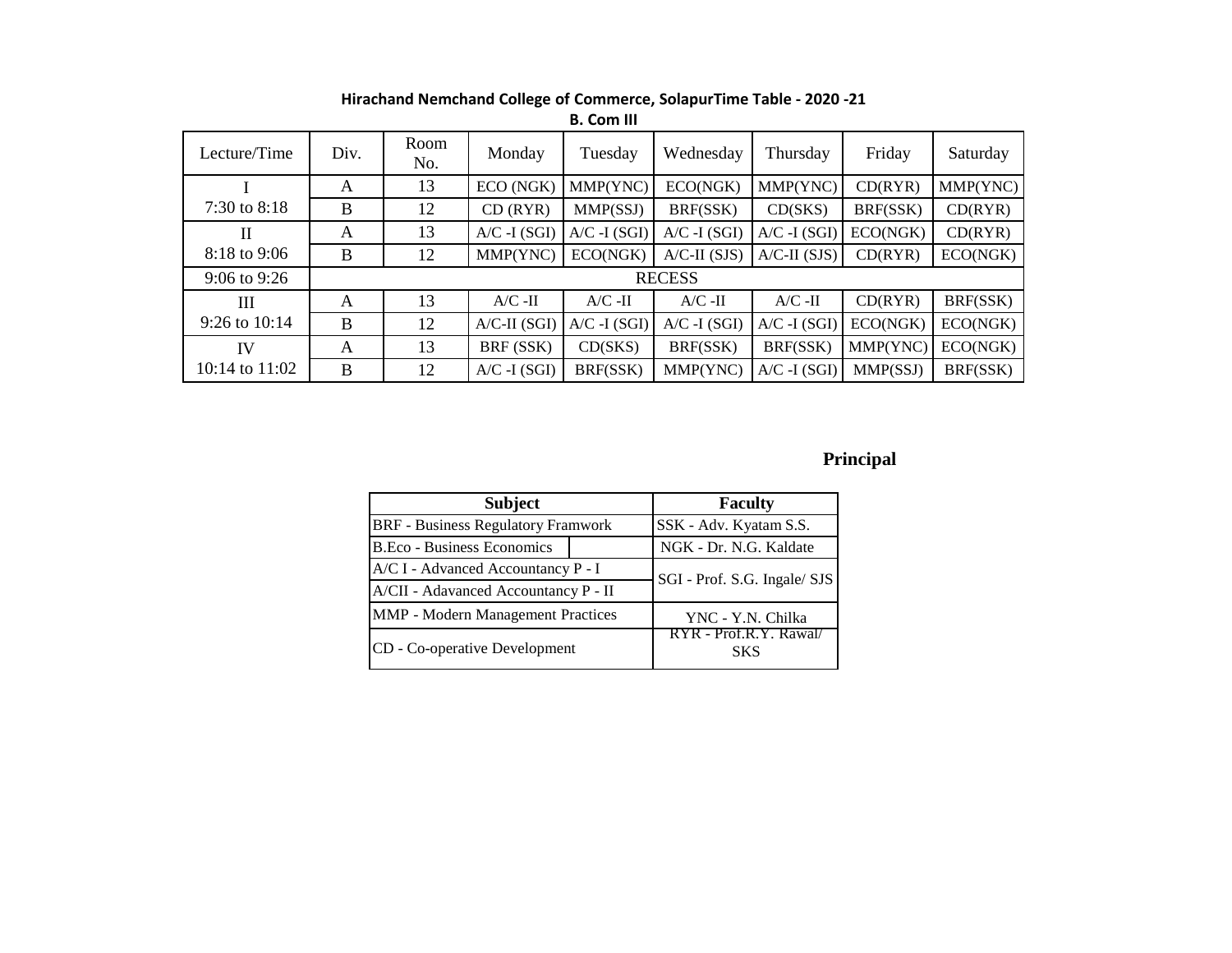**Hirachand Nemchand College of Commerce, SolapurTime Table - 2020 -21**

**B. Com III**

| Lecture/Time | Div. | Room No. | Monday | Tuesday | Wednesday | Thursday | Friday | Saturday |
|---|---|---|---|---|---|---|---|---|
| I<br>7:30 to 8:18 | A | 13 | ECO (NGK) | MMP(YNC) | ECO(NGK) | MMP(YNC) | CD(RYR) | MMP(YNC) |
| | B | 12 | CD (RYR) | MMP(SSJ) | BRF(SSK) | CD(SKS) | BRF(SSK) | CD(RYR) |
| II<br>8:18 to 9:06 | A | 13 | A/C -I (SGI) | A/C -I (SGI) | A/C -I (SGI) | A/C -I (SGI) | ECO(NGK) | CD(RYR) |
| | B | 12 | MMP(YNC) | ECO(NGK) | A/C-II (SJS) | A/C-II (SJS) | CD(RYR) | ECO(NGK) |
| 9:06 to 9:26 | RECESS | | | | | | | |
| III<br>9:26 to 10:14 | A | 13 | A/C -II | A/C -II | A/C -II | A/C -II | CD(RYR) | BRF(SSK) |
| | B | 12 | A/C-II (SGI) | A/C -I (SGI) | A/C -I (SGI) | A/C -I (SGI) | ECO(NGK) | ECO(NGK) |
| IV<br>10:14 to 11:02 | A | 13 | BRF (SSK) | CD(SKS) | BRF(SSK) | BRF(SSK) | MMP(YNC) | ECO(NGK) |
| | B | 12 | A/C -I (SGI) | BRF(SSK) | MMP(YNC) | A/C -I (SGI) | MMP(SSJ) | BRF(SSK) |

**Principal**

| Subject | Faculty |
|---|---|
| BRF - Business Regulatory Framwork | SSK - Adv. Kyatam S.S. |
| B.Eco - Business Economics | NGK - Dr. N.G. Kaldate |
| A/C I - Advanced Accountancy P - I | SGI - Prof. S.G. Ingale/ SJS |
| A/CII - Adavanced Accountancy P - II | |
| MMP - Modern Management Practices | YNC - Y.N. Chilka |
| CD - Co-operative Development | RYR - Prof.R.Y. Rawal/ SKS |